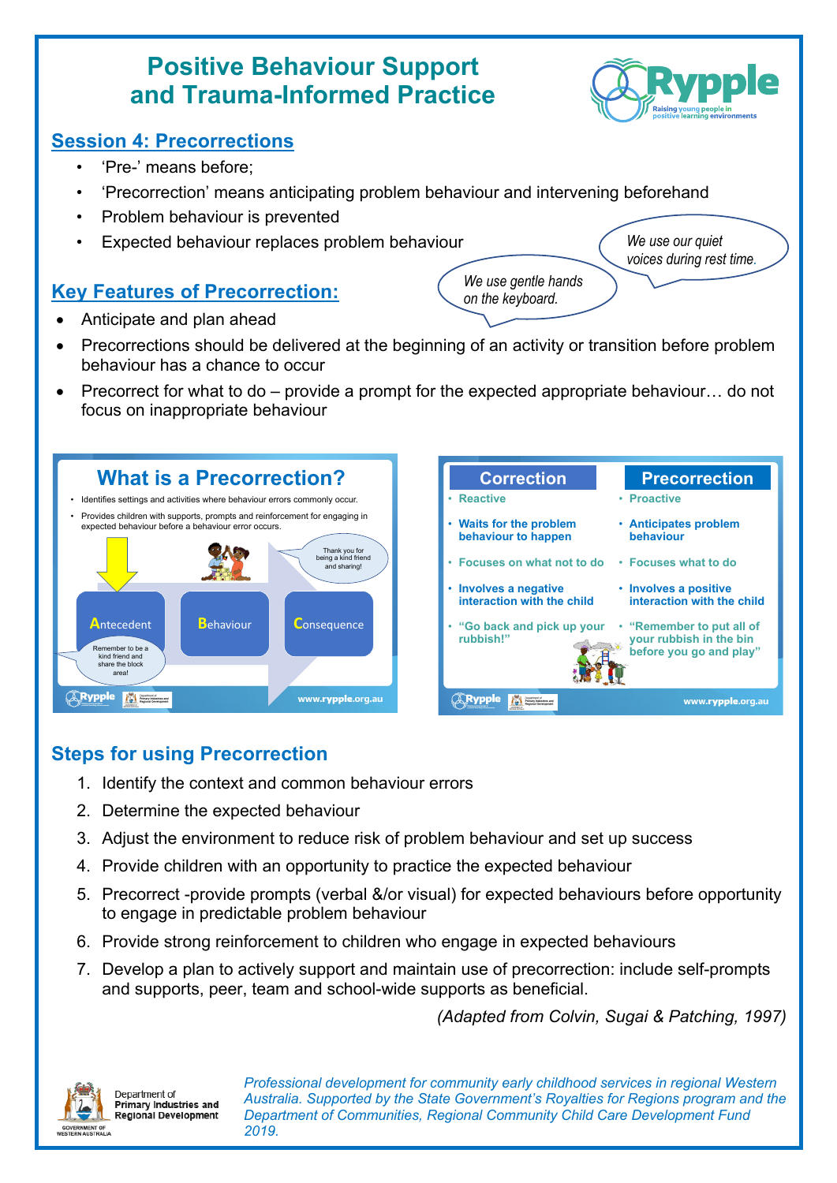# Positive Behaviour Support and Trauma-Informed Practice

Rypple
Raising young people in positive learning environments

## Session 4: Precorrections

- 'Pre-' means before;
- 'Precorrection' means anticipating problem behaviour and intervening beforehand
- Problem behaviour is prevented
- Expected behaviour replaces problem behaviour

*We use our quiet voices during rest time.*

*We use gentle hands on the keyboard.*

## Key Features of Precorrection:

- Anticipate and plan ahead
- Precorrections should be delivered at the beginning of an activity or transition before problem behaviour has a chance to occur
- Precorrect for what to do – provide a prompt for the expected appropriate behaviour… do not focus on inappropriate behaviour

### What is a Precorrection?

- Identifies settings and activities where behaviour errors commonly occur.
- Provides children with supports, prompts and reinforcement for engaging in expected behaviour before a behaviour error occurs.

Thank you for being a kind friend and sharing!

Antecedent → Behaviour → Consequence

Remember to be a kind friend and share the block area!

www.rypple.org.au

| Correction | Precorrection |
| --- | --- |
| Reactive | Proactive |
| Waits for the problem behaviour to happen | Anticipates problem behaviour |
| Focuses on what not to do | Focuses what to do |
| Involves a negative interaction with the child | Involves a positive interaction with the child |
| "Go back and pick up your rubbish!" | "Remember to put all of your rubbish in the bin before you go and play" |

www.rypple.org.au

## Steps for using Precorrection

1. Identify the context and common behaviour errors
2. Determine the expected behaviour
3. Adjust the environment to reduce risk of problem behaviour and set up success
4. Provide children with an opportunity to practice the expected behaviour
5. Precorrect -provide prompts (verbal &/or visual) for expected behaviours before opportunity to engage in predictable problem behaviour
6. Provide strong reinforcement to children who engage in expected behaviours
7. Develop a plan to actively support and maintain use of precorrection: include self-prompts and supports, peer, team and school-wide supports as beneficial.

*(Adapted from Colvin, Sugai & Patching, 1997)*

Department of Primary Industries and Regional Development
GOVERNMENT OF WESTERN AUSTRALIA

*Professional development for community early childhood services in regional Western Australia. Supported by the State Government's Royalties for Regions program and the Department of Communities, Regional Community Child Care Development Fund 2019.*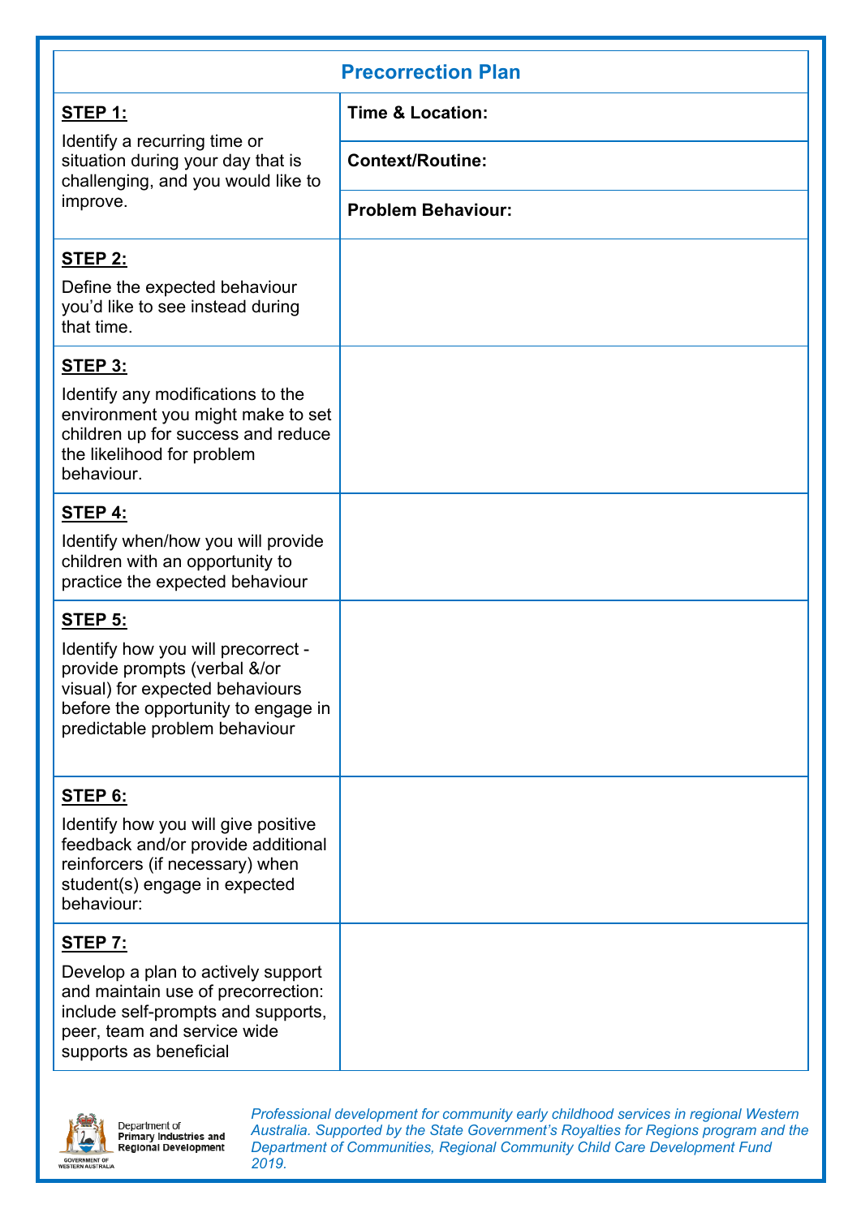## Precorrection Plan

| | |
|---|---|
| **STEP 1:** Identify a recurring time or situation during your day that is challenging, and you would like to improve. | **Time & Location:** |
| | **Context/Routine:** |
| | **Problem Behaviour:** |
| **STEP 2:** Define the expected behaviour you'd like to see instead during that time. | |
| **STEP 3:** Identify any modifications to the environment you might make to set children up for success and reduce the likelihood for problem behaviour. | |
| **STEP 4:** Identify when/how you will provide children with an opportunity to practice the expected behaviour | |
| **STEP 5:** Identify how you will precorrect - provide prompts (verbal &/or visual) for expected behaviours before the opportunity to engage in predictable problem behaviour | |
| **STEP 6:** Identify how you will give positive feedback and/or provide additional reinforcers (if necessary) when student(s) engage in expected behaviour: | |
| **STEP 7:** Develop a plan to actively support and maintain use of precorrection: include self-prompts and supports, peer, team and service wide supports as beneficial | |

Department of Primary Industries and Regional Development

GOVERNMENT OF WESTERN AUSTRALIA

*Professional development for community early childhood services in regional Western Australia. Supported by the State Government's Royalties for Regions program and the Department of Communities, Regional Community Child Care Development Fund 2019.*